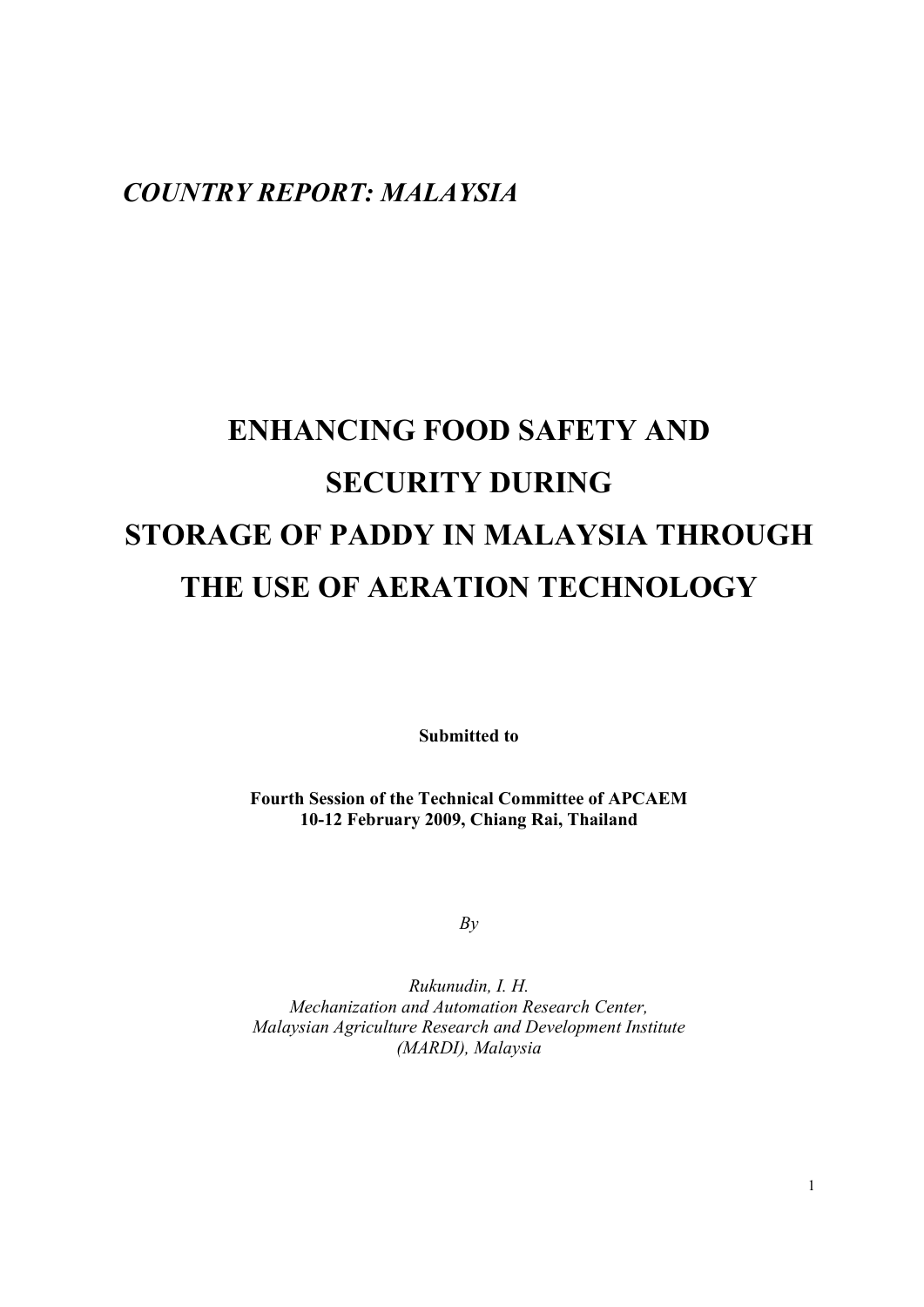*COUNTRY REPORT: MALAYSIA*

# ENHANCING FOOD SAFETY AND SECURITY DURING STORAGE OF PADDY IN MALAYSIA THROUGH THE USE OF AERATION TECHNOLOGY

**Submitted to**

**Fourth Session of the Technical Committee of APCAEM**
**10-12 February 2009, Chiang Rai, Thailand**

*By*

*Rukunudin, I. H.*
*Mechanization and Automation Research Center,*
*Malaysian Agriculture Research and Development Institute*
*(MARDI), Malaysia*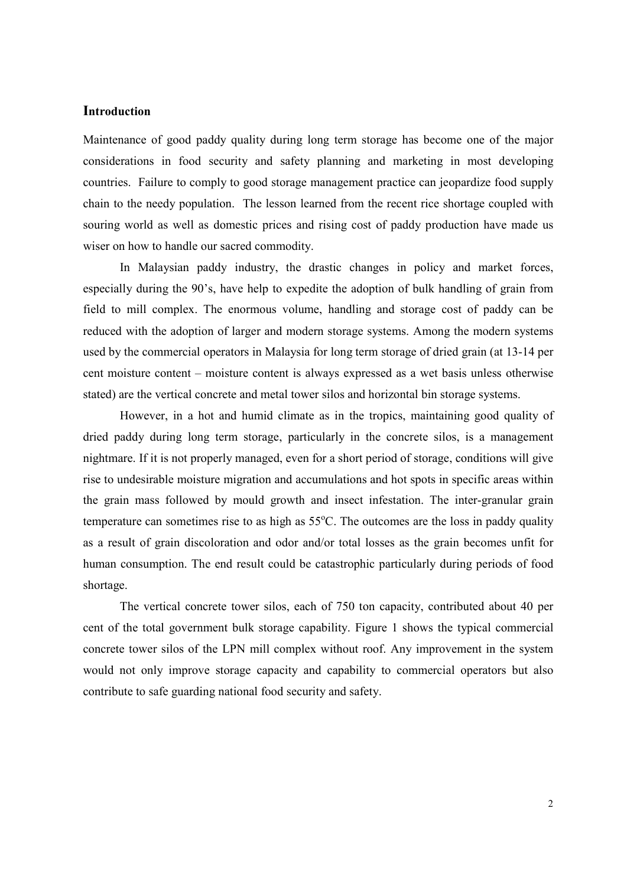## Introduction

Maintenance of good paddy quality during long term storage has become one of the major considerations in food security and safety planning and marketing in most developing countries. Failure to comply to good storage management practice can jeopardize food supply chain to the needy population. The lesson learned from the recent rice shortage coupled with souring world as well as domestic prices and rising cost of paddy production have made us wiser on how to handle our sacred commodity.

In Malaysian paddy industry, the drastic changes in policy and market forces, especially during the 90's, have help to expedite the adoption of bulk handling of grain from field to mill complex. The enormous volume, handling and storage cost of paddy can be reduced with the adoption of larger and modern storage systems. Among the modern systems used by the commercial operators in Malaysia for long term storage of dried grain (at 13-14 per cent moisture content – moisture content is always expressed as a wet basis unless otherwise stated) are the vertical concrete and metal tower silos and horizontal bin storage systems.

However, in a hot and humid climate as in the tropics, maintaining good quality of dried paddy during long term storage, particularly in the concrete silos, is a management nightmare. If it is not properly managed, even for a short period of storage, conditions will give rise to undesirable moisture migration and accumulations and hot spots in specific areas within the grain mass followed by mould growth and insect infestation. The inter-granular grain temperature can sometimes rise to as high as 55$^{o}$C. The outcomes are the loss in paddy quality as a result of grain discoloration and odor and/or total losses as the grain becomes unfit for human consumption. The end result could be catastrophic particularly during periods of food shortage.

The vertical concrete tower silos, each of 750 ton capacity, contributed about 40 per cent of the total government bulk storage capability. Figure 1 shows the typical commercial concrete tower silos of the LPN mill complex without roof. Any improvement in the system would not only improve storage capacity and capability to commercial operators but also contribute to safe guarding national food security and safety.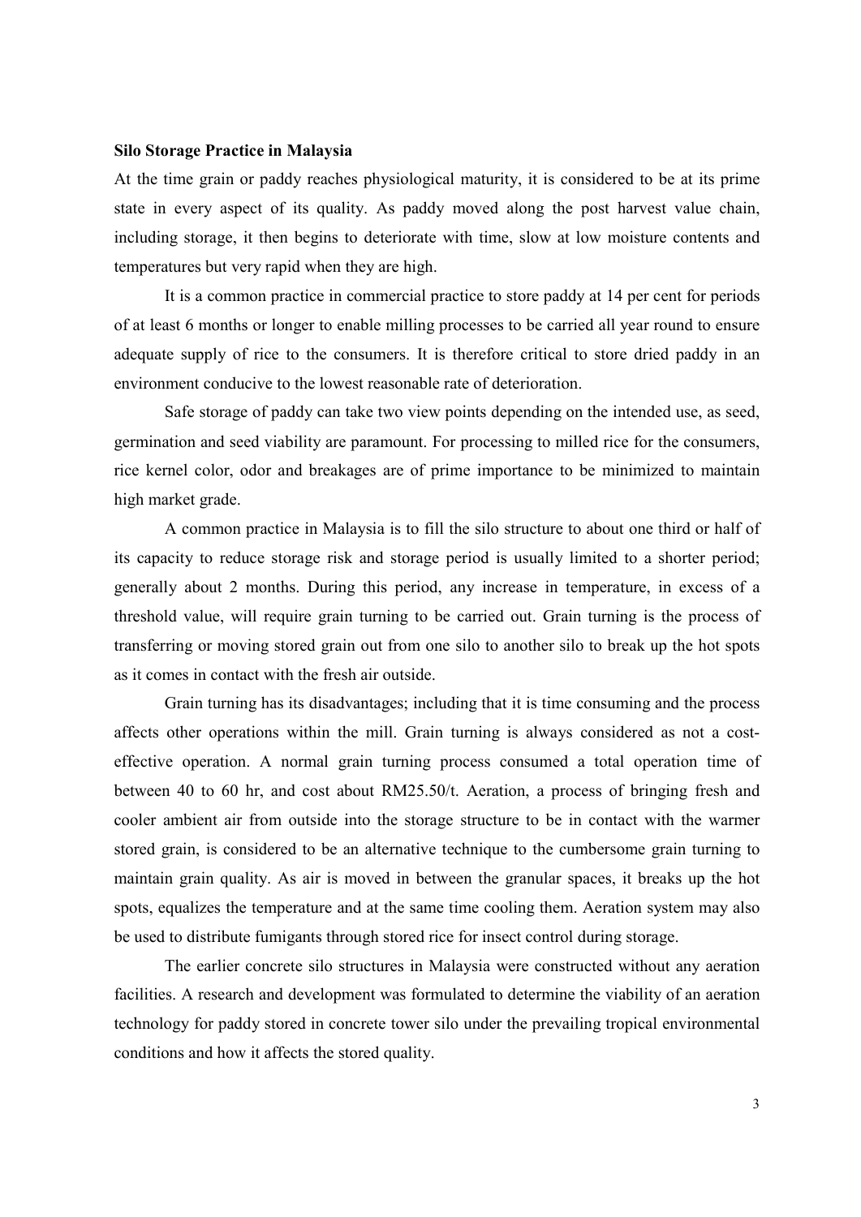**Silo Storage Practice in Malaysia**

At the time grain or paddy reaches physiological maturity, it is considered to be at its prime state in every aspect of its quality. As paddy moved along the post harvest value chain, including storage, it then begins to deteriorate with time, slow at low moisture contents and temperatures but very rapid when they are high.

It is a common practice in commercial practice to store paddy at 14 per cent for periods of at least 6 months or longer to enable milling processes to be carried all year round to ensure adequate supply of rice to the consumers. It is therefore critical to store dried paddy in an environment conducive to the lowest reasonable rate of deterioration.

Safe storage of paddy can take two view points depending on the intended use, as seed, germination and seed viability are paramount. For processing to milled rice for the consumers, rice kernel color, odor and breakages are of prime importance to be minimized to maintain high market grade.

A common practice in Malaysia is to fill the silo structure to about one third or half of its capacity to reduce storage risk and storage period is usually limited to a shorter period; generally about 2 months. During this period, any increase in temperature, in excess of a threshold value, will require grain turning to be carried out. Grain turning is the process of transferring or moving stored grain out from one silo to another silo to break up the hot spots as it comes in contact with the fresh air outside.

Grain turning has its disadvantages; including that it is time consuming and the process affects other operations within the mill. Grain turning is always considered as not a cost-effective operation. A normal grain turning process consumed a total operation time of between 40 to 60 hr, and cost about RM25.50/t. Aeration, a process of bringing fresh and cooler ambient air from outside into the storage structure to be in contact with the warmer stored grain, is considered to be an alternative technique to the cumbersome grain turning to maintain grain quality. As air is moved in between the granular spaces, it breaks up the hot spots, equalizes the temperature and at the same time cooling them. Aeration system may also be used to distribute fumigants through stored rice for insect control during storage.

The earlier concrete silo structures in Malaysia were constructed without any aeration facilities. A research and development was formulated to determine the viability of an aeration technology for paddy stored in concrete tower silo under the prevailing tropical environmental conditions and how it affects the stored quality.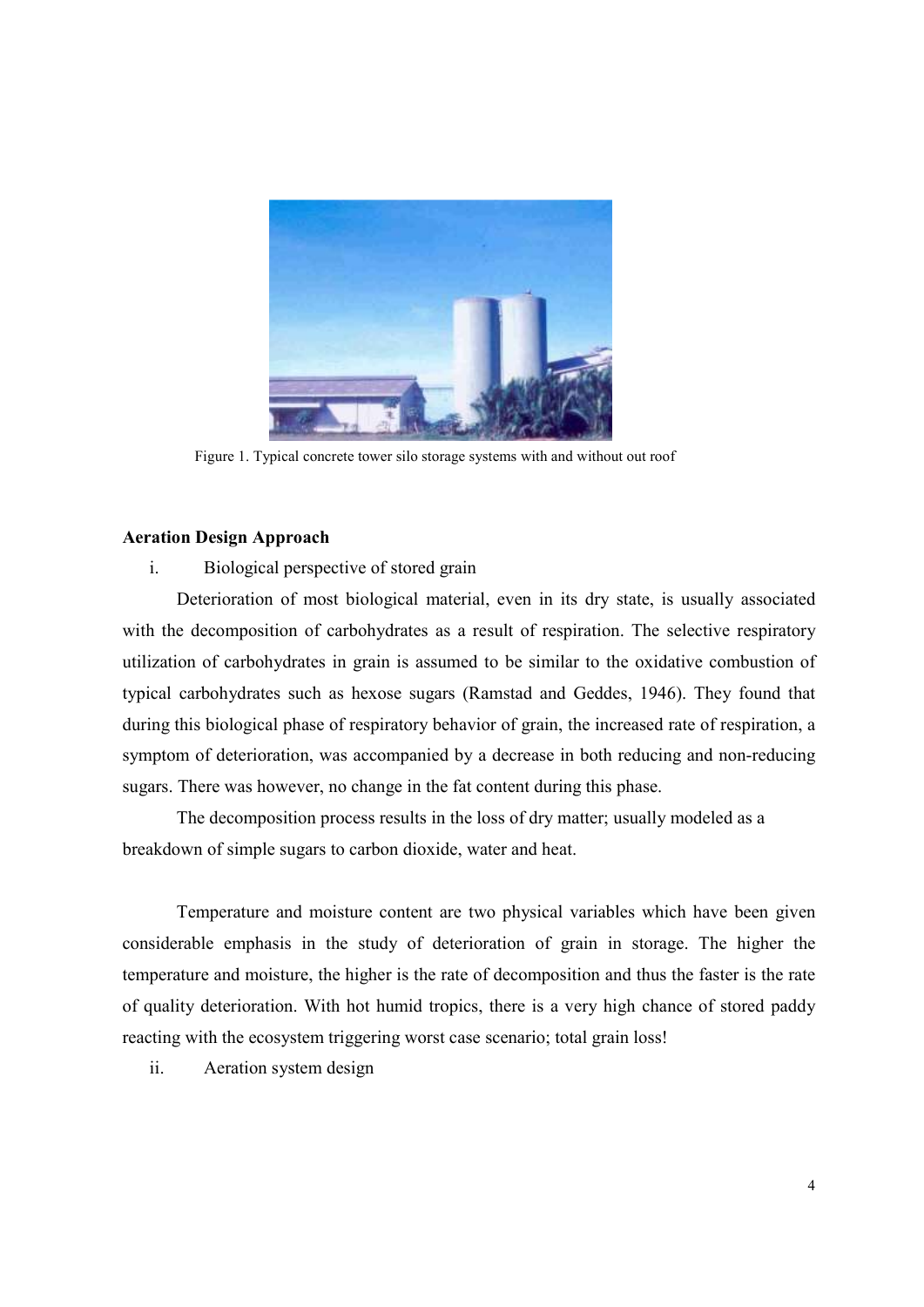Figure 1. Typical concrete tower silo storage systems with and without out roof

## Aeration Design Approach

i. Biological perspective of stored grain

Deterioration of most biological material, even in its dry state, is usually associated with the decomposition of carbohydrates as a result of respiration. The selective respiratory utilization of carbohydrates in grain is assumed to be similar to the oxidative combustion of typical carbohydrates such as hexose sugars (Ramstad and Geddes, 1946). They found that during this biological phase of respiratory behavior of grain, the increased rate of respiration, a symptom of deterioration, was accompanied by a decrease in both reducing and non-reducing sugars. There was however, no change in the fat content during this phase.

The decomposition process results in the loss of dry matter; usually modeled as a breakdown of simple sugars to carbon dioxide, water and heat.

Temperature and moisture content are two physical variables which have been given considerable emphasis in the study of deterioration of grain in storage. The higher the temperature and moisture, the higher is the rate of decomposition and thus the faster is the rate of quality deterioration. With hot humid tropics, there is a very high chance of stored paddy reacting with the ecosystem triggering worst case scenario; total grain loss!

ii. Aeration system design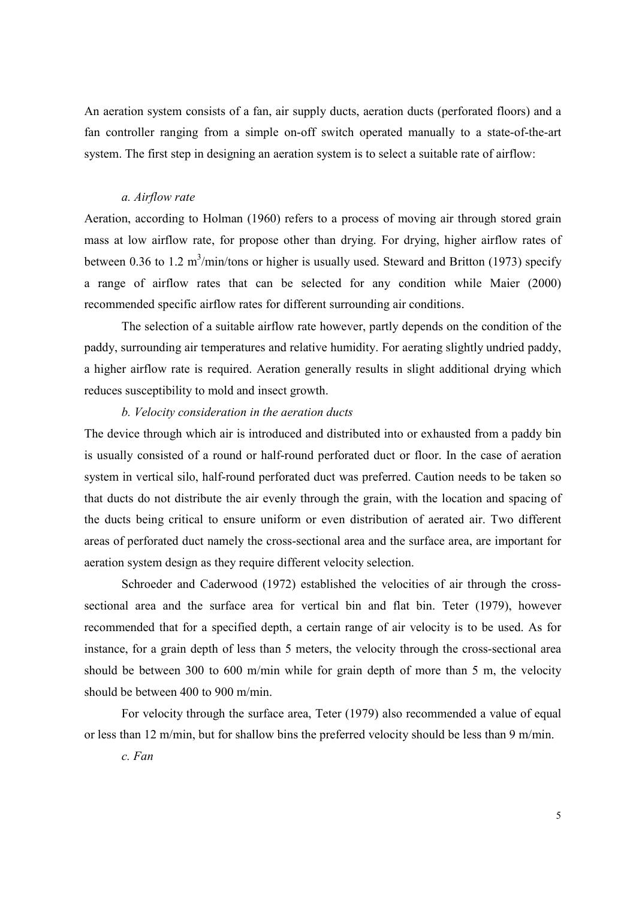An aeration system consists of a fan, air supply ducts, aeration ducts (perforated floors) and a fan controller ranging from a simple on-off switch operated manually to a state-of-the-art system. The first step in designing an aeration system is to select a suitable rate of airflow:

*a. Airflow rate*

Aeration, according to Holman (1960) refers to a process of moving air through stored grain mass at low airflow rate, for propose other than drying. For drying, higher airflow rates of between 0.36 to 1.2 $m^3$/min/tons or higher is usually used. Steward and Britton (1973) specify a range of airflow rates that can be selected for any condition while Maier (2000) recommended specific airflow rates for different surrounding air conditions.

The selection of a suitable airflow rate however, partly depends on the condition of the paddy, surrounding air temperatures and relative humidity. For aerating slightly undried paddy, a higher airflow rate is required. Aeration generally results in slight additional drying which reduces susceptibility to mold and insect growth.

*b. Velocity consideration in the aeration ducts*

The device through which air is introduced and distributed into or exhausted from a paddy bin is usually consisted of a round or half-round perforated duct or floor. In the case of aeration system in vertical silo, half-round perforated duct was preferred. Caution needs to be taken so that ducts do not distribute the air evenly through the grain, with the location and spacing of the ducts being critical to ensure uniform or even distribution of aerated air. Two different areas of perforated duct namely the cross-sectional area and the surface area, are important for aeration system design as they require different velocity selection.

Schroeder and Caderwood (1972) established the velocities of air through the cross-sectional area and the surface area for vertical bin and flat bin. Teter (1979), however recommended that for a specified depth, a certain range of air velocity is to be used. As for instance, for a grain depth of less than 5 meters, the velocity through the cross-sectional area should be between 300 to 600 m/min while for grain depth of more than 5 m, the velocity should be between 400 to 900 m/min.

For velocity through the surface area, Teter (1979) also recommended a value of equal or less than 12 m/min, but for shallow bins the preferred velocity should be less than 9 m/min.

*c. Fan*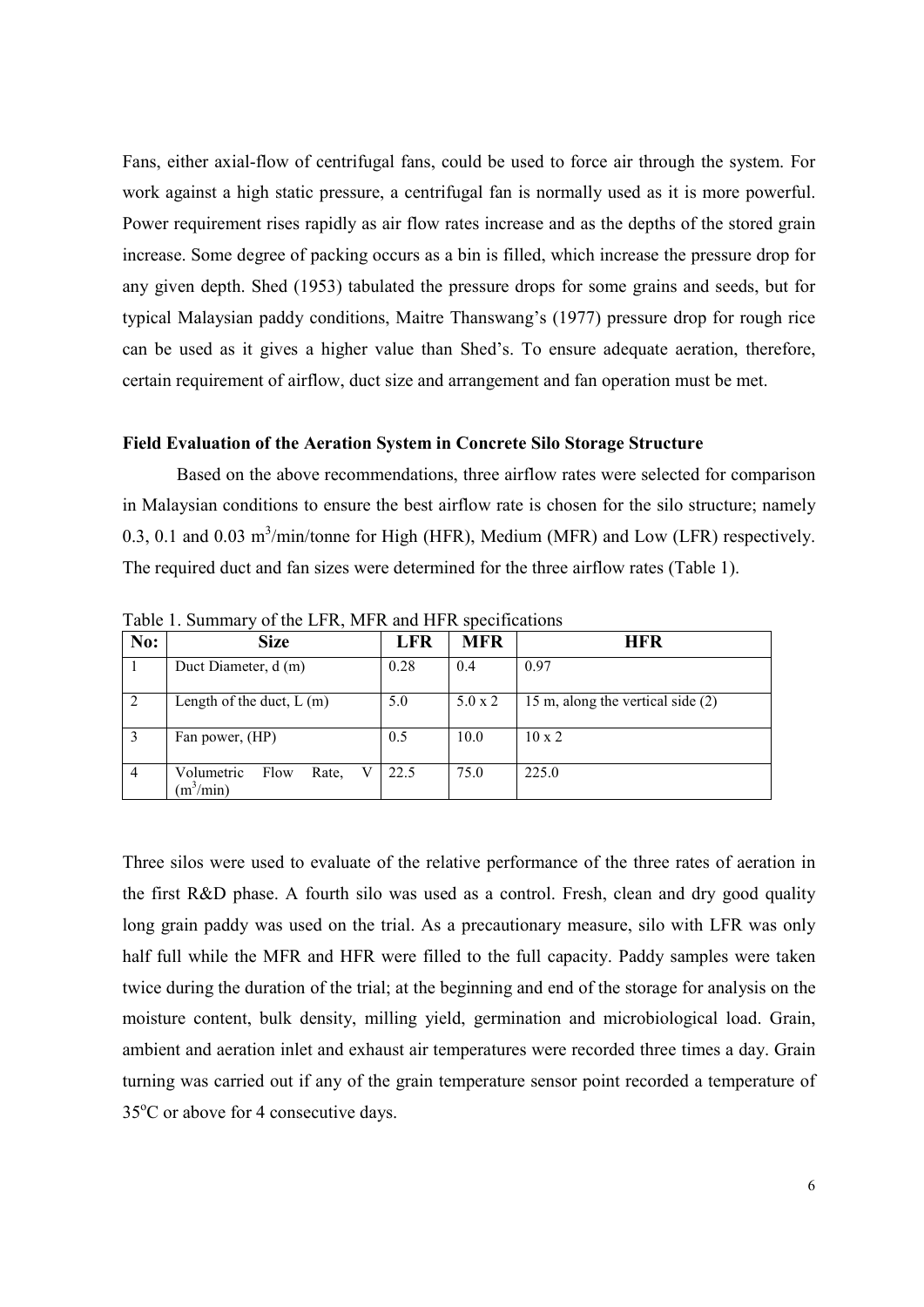Fans, either axial-flow of centrifugal fans, could be used to force air through the system. For work against a high static pressure, a centrifugal fan is normally used as it is more powerful. Power requirement rises rapidly as air flow rates increase and as the depths of the stored grain increase. Some degree of packing occurs as a bin is filled, which increase the pressure drop for any given depth. Shed (1953) tabulated the pressure drops for some grains and seeds, but for typical Malaysian paddy conditions, Maitre Thanswang's (1977) pressure drop for rough rice can be used as it gives a higher value than Shed's. To ensure adequate aeration, therefore, certain requirement of airflow, duct size and arrangement and fan operation must be met.

**Field Evaluation of the Aeration System in Concrete Silo Storage Structure**

Based on the above recommendations, three airflow rates were selected for comparison in Malaysian conditions to ensure the best airflow rate is chosen for the silo structure; namely 0.3, 0.1 and 0.03 $m^3$/min/tonne for High (HFR), Medium (MFR) and Low (LFR) respectively. The required duct and fan sizes were determined for the three airflow rates (Table 1).

Table 1. Summary of the LFR, MFR and HFR specifications

| No: | Size | LFR | MFR | HFR |
|---|---|---|---|---|
| 1 | Duct Diameter, d (m) | 0.28 | 0.4 | 0.97 |
| 2 | Length of the duct, L (m) | 5.0 | 5.0 x 2 | 15 m, along the vertical side (2) |
| 3 | Fan power, (HP) | 0.5 | 10.0 | 10 x 2 |
| 4 | Volumetric Flow Rate, V ($m^3$/min) | 22.5 | 75.0 | 225.0 |

Three silos were used to evaluate of the relative performance of the three rates of aeration in the first R&D phase. A fourth silo was used as a control. Fresh, clean and dry good quality long grain paddy was used on the trial. As a precautionary measure, silo with LFR was only half full while the MFR and HFR were filled to the full capacity. Paddy samples were taken twice during the duration of the trial; at the beginning and end of the storage for analysis on the moisture content, bulk density, milling yield, germination and microbiological load. Grain, ambient and aeration inlet and exhaust air temperatures were recorded three times a day. Grain turning was carried out if any of the grain temperature sensor point recorded a temperature of 35$^o$C or above for 4 consecutive days.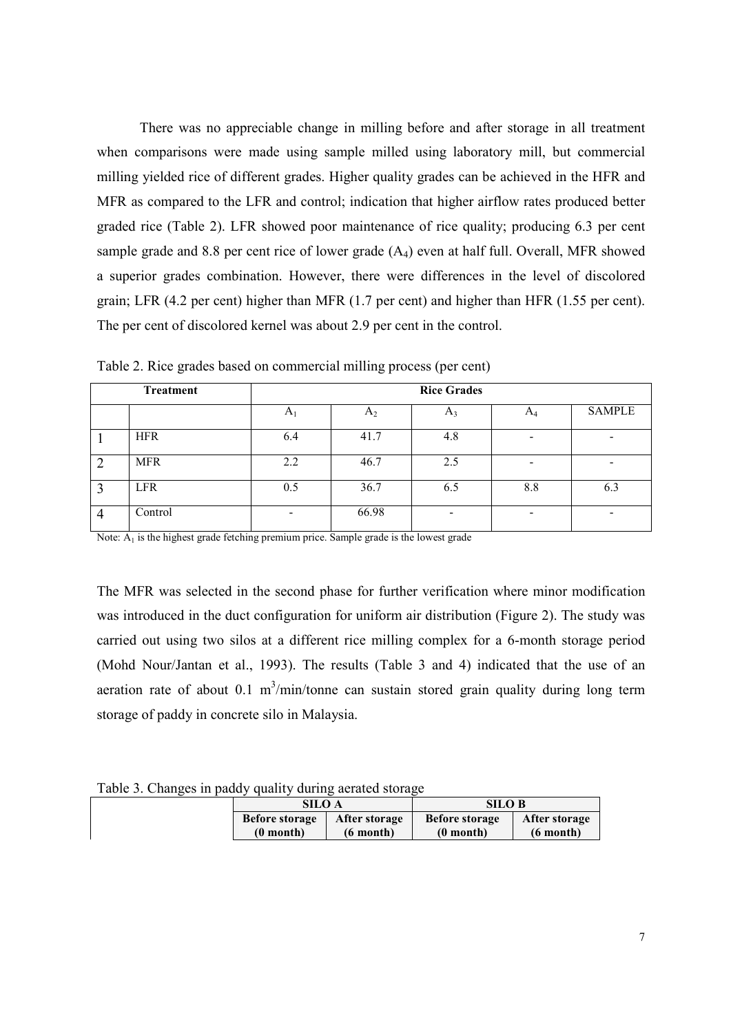There was no appreciable change in milling before and after storage in all treatment when comparisons were made using sample milled using laboratory mill, but commercial milling yielded rice of different grades. Higher quality grades can be achieved in the HFR and MFR as compared to the LFR and control; indication that higher airflow rates produced better graded rice (Table 2). LFR showed poor maintenance of rice quality; producing 6.3 per cent sample grade and 8.8 per cent rice of lower grade ($A_4$) even at half full. Overall, MFR showed a superior grades combination. However, there were differences in the level of discolored grain; LFR (4.2 per cent) higher than MFR (1.7 per cent) and higher than HFR (1.55 per cent). The per cent of discolored kernel was about 2.9 per cent in the control.

Table 2. Rice grades based on commercial milling process (per cent)

| Treatment | | Rice Grades | | | | |
|---|---|---|---|---|---|---|
| | | $A_1$ | $A_2$ | $A_3$ | $A_4$ | SAMPLE |
| 1 | HFR | 6.4 | 41.7 | 4.8 | - | - |
| 2 | MFR | 2.2 | 46.7 | 2.5 | - | - |
| 3 | LFR | 0.5 | 36.7 | 6.5 | 8.8 | 6.3 |
| 4 | Control | - | 66.98 | - | - | - |

Note: $A_1$ is the highest grade fetching premium price. Sample grade is the lowest grade

The MFR was selected in the second phase for further verification where minor modification was introduced in the duct configuration for uniform air distribution (Figure 2). The study was carried out using two silos at a different rice milling complex for a 6-month storage period (Mohd Nour/Jantan et al., 1993). The results (Table 3 and 4) indicated that the use of an aeration rate of about 0.1 $m^3$/min/tonne can sustain stored grain quality during long term storage of paddy in concrete silo in Malaysia.

Table 3. Changes in paddy quality during aerated storage

| | SILO A | | SILO B | |
|---|---|---|---|---|
| | **Before storage (0 month)** | **After storage (6 month)** | **Before storage (0 month)** | **After storage (6 month)** |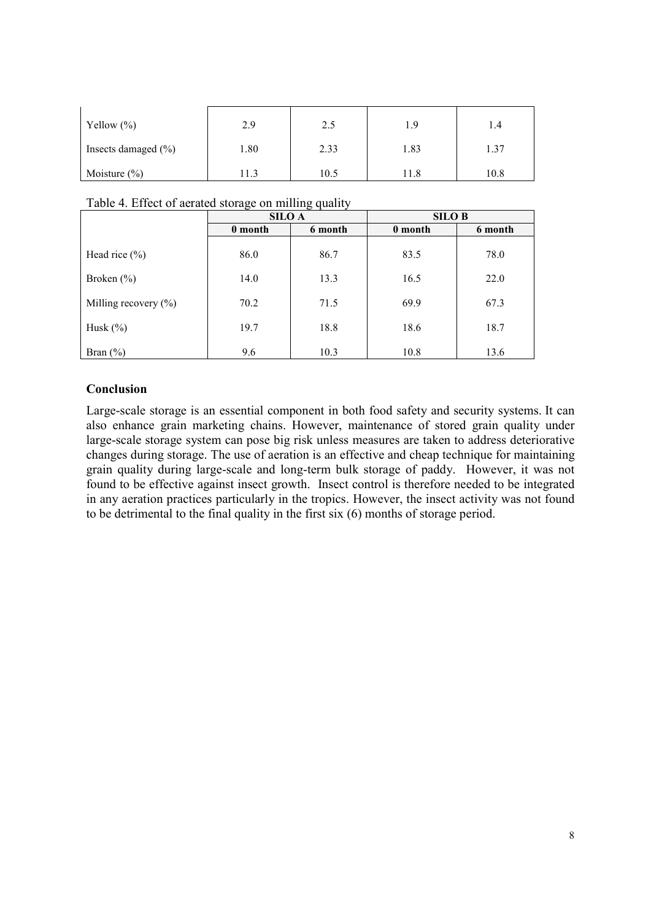| | | | | |
|---|---|---|---|---|
| Yellow (%) | 2.9 | 2.5 | 1.9 | 1.4 |
| Insects damaged (%) | 1.80 | 2.33 | 1.83 | 1.37 |
| Moisture (%) | 11.3 | 10.5 | 11.8 | 10.8 |

Table 4. Effect of aerated storage on milling quality

| | SILO A | | SILO B | |
|---|---|---|---|---|
| | 0 month | 6 month | 0 month | 6 month |
| Head rice (%) | 86.0 | 86.7 | 83.5 | 78.0 |
| Broken (%) | 14.0 | 13.3 | 16.5 | 22.0 |
| Milling recovery (%) | 70.2 | 71.5 | 69.9 | 67.3 |
| Husk (%) | 19.7 | 18.8 | 18.6 | 18.7 |
| Bran (%) | 9.6 | 10.3 | 10.8 | 13.6 |

**Conclusion**

Large-scale storage is an essential component in both food safety and security systems. It can also enhance grain marketing chains. However, maintenance of stored grain quality under large-scale storage system can pose big risk unless measures are taken to address deteriorative changes during storage. The use of aeration is an effective and cheap technique for maintaining grain quality during large-scale and long-term bulk storage of paddy. However, it was not found to be effective against insect growth. Insect control is therefore needed to be integrated in any aeration practices particularly in the tropics. However, the insect activity was not found to be detrimental to the final quality in the first six (6) months of storage period.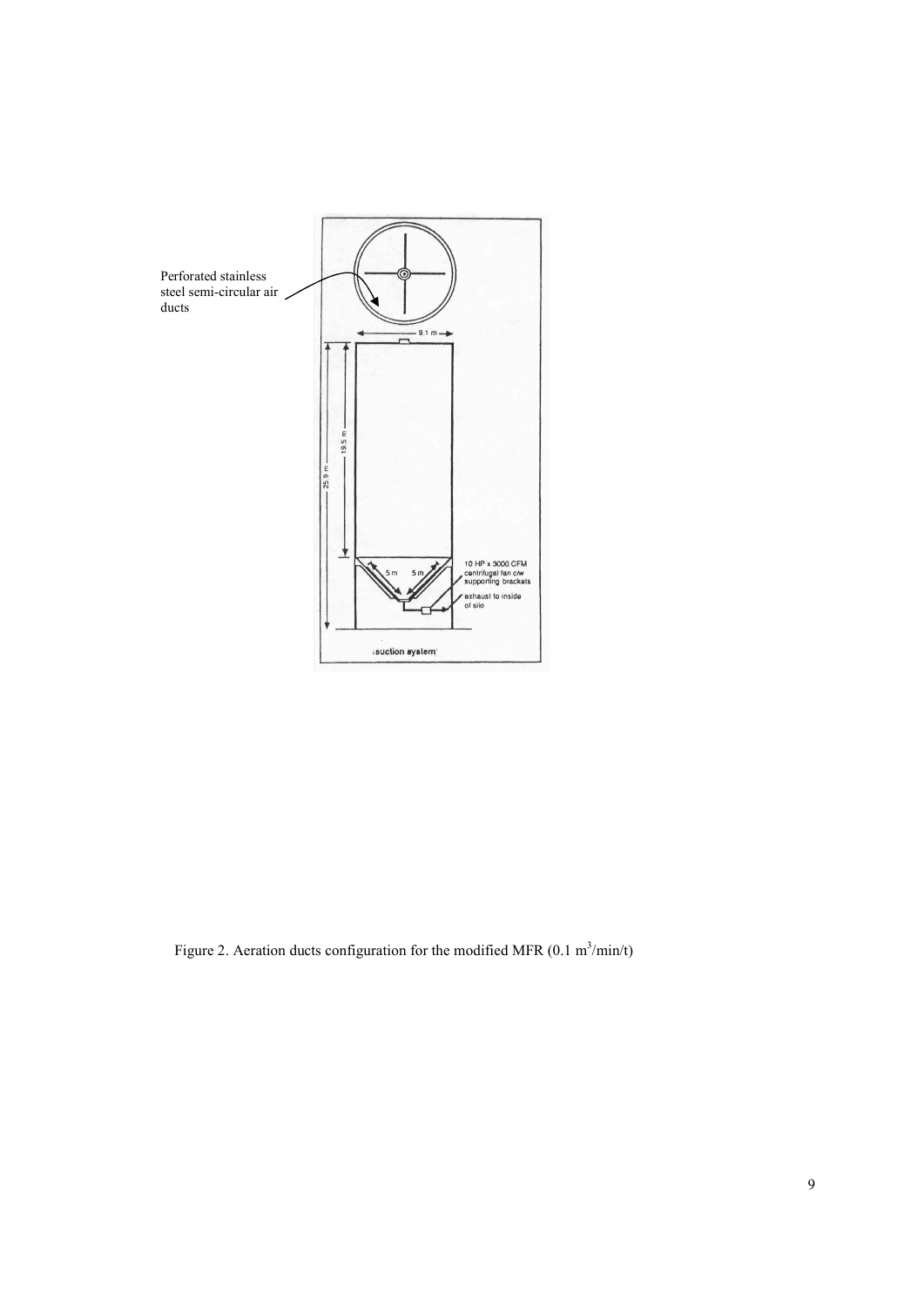Perforated stainless steel semi-circular air ducts

9.1 m

19.5 m

25.9 m

5 m

5 m

10 HP x 3000 CFM centrifugal fan c/w supporting brackets

exhaust to inside of silo

suction system

Figure 2. Aeration ducts configuration for the modified MFR ($0.1\ m^3/min/t$)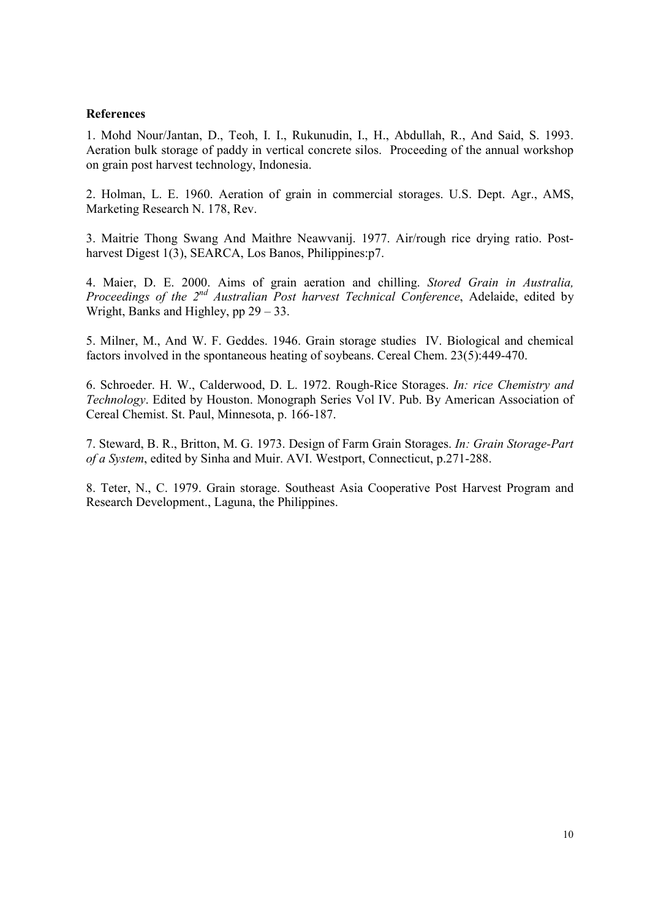**References**

1. Mohd Nour/Jantan, D., Teoh, I. I., Rukunudin, I., H., Abdullah, R., And Said, S. 1993. Aeration bulk storage of paddy in vertical concrete silos. Proceeding of the annual workshop on grain post harvest technology, Indonesia.

2. Holman, L. E. 1960. Aeration of grain in commercial storages. U.S. Dept. Agr., AMS, Marketing Research N. 178, Rev.

3. Maitrie Thong Swang And Maithre Neawvanij. 1977. Air/rough rice drying ratio. Post-harvest Digest 1(3), SEARCA, Los Banos, Philippines:p7.

4. Maier, D. E. 2000. Aims of grain aeration and chilling. *Stored Grain in Australia, Proceedings of the 2nd Australian Post harvest Technical Conference*, Adelaide, edited by Wright, Banks and Highley, pp 29 – 33.

5. Milner, M., And W. F. Geddes. 1946. Grain storage studies IV. Biological and chemical factors involved in the spontaneous heating of soybeans. Cereal Chem. 23(5):449-470.

6. Schroeder. H. W., Calderwood, D. L. 1972. Rough-Rice Storages. *In: rice Chemistry and Technology*. Edited by Houston. Monograph Series Vol IV. Pub. By American Association of Cereal Chemist. St. Paul, Minnesota, p. 166-187.

7. Steward, B. R., Britton, M. G. 1973. Design of Farm Grain Storages. *In: Grain Storage-Part of a System*, edited by Sinha and Muir. AVI. Westport, Connecticut, p.271-288.

8. Teter, N., C. 1979. Grain storage. Southeast Asia Cooperative Post Harvest Program and Research Development., Laguna, the Philippines.